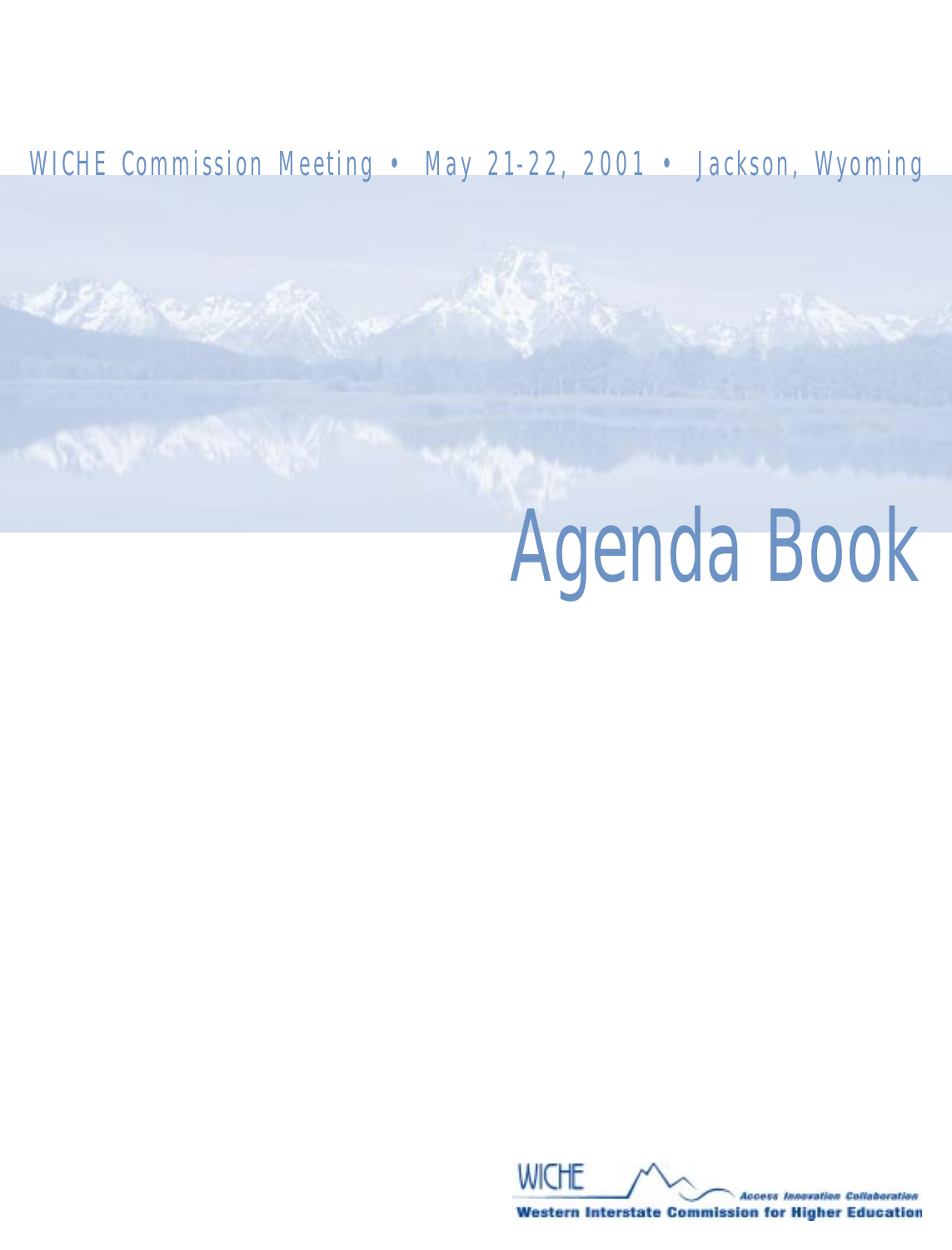WICHE Commission Meeting • May 21-22, 2001 • Jackson, Wyoming

# Agenda Book

WICHE

Access Innovation Collaboration

Western Interstate Commission for Higher Education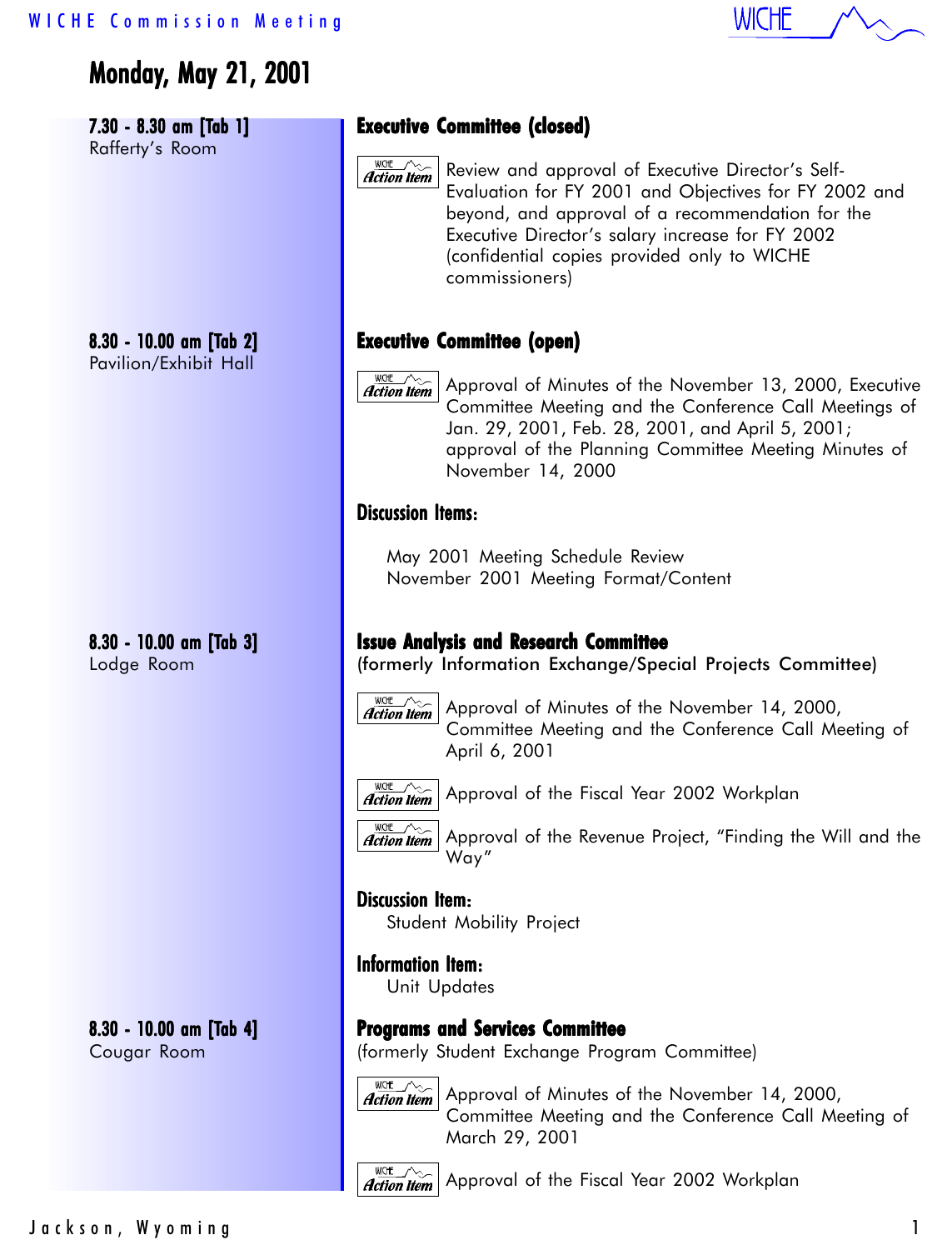# Monday, May 21, 2001

**7.30 - 8.30 am [Tab 1]**
Rafferty's Room

## Executive Committee (closed)

**Action Item** Review and approval of Executive Director's Self-Evaluation for FY 2001 and Objectives for FY 2002 and beyond, and approval of a recommendation for the Executive Director's salary increase for FY 2002 (confidential copies provided only to WICHE commissioners)

**8.30 - 10.00 am [Tab 2]**
Pavilion/Exhibit Hall

## Executive Committee (open)

**Action Item** Approval of Minutes of the November 13, 2000, Executive Committee Meeting and the Conference Call Meetings of Jan. 29, 2001, Feb. 28, 2001, and April 5, 2001; approval of the Planning Committee Meeting Minutes of November 14, 2000

### Discussion Items:

May 2001 Meeting Schedule Review
November 2001 Meeting Format/Content

**8.30 - 10.00 am [Tab 3]**
Lodge Room

## Issue Analysis and Research Committee
(formerly Information Exchange/Special Projects Committee)

**Action Item** Approval of Minutes of the November 14, 2000, Committee Meeting and the Conference Call Meeting of April 6, 2001

**Action Item** Approval of the Fiscal Year 2002 Workplan

**Action Item** Approval of the Revenue Project, "Finding the Will and the Way"

### Discussion Item:

Student Mobility Project

### Information Item:

Unit Updates

**8.30 - 10.00 am [Tab 4]**
Cougar Room

## Programs and Services Committee
(formerly Student Exchange Program Committee)

**Action Item** Approval of Minutes of the November 14, 2000, Committee Meeting and the Conference Call Meeting of March 29, 2001

**Action Item** Approval of the Fiscal Year 2002 Workplan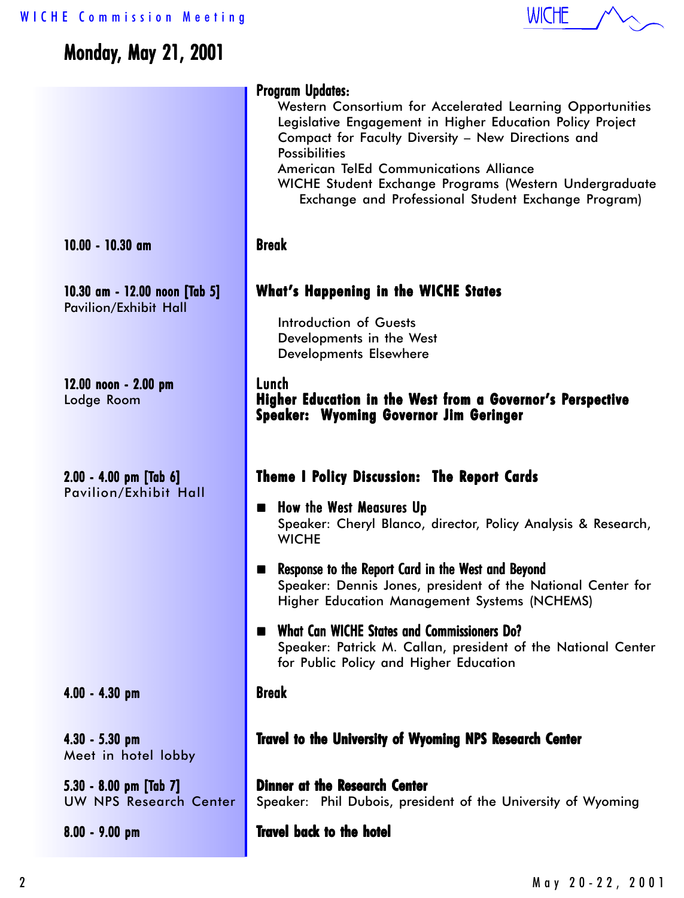# Monday, May 21, 2001

| | |
|---|---|
| | **Program Updates:**<br>Western Consortium for Accelerated Learning Opportunities<br>Legislative Engagement in Higher Education Policy Project<br>Compact for Faculty Diversity – New Directions and Possibilities<br>American TelEd Communications Alliance<br>WICHE Student Exchange Programs (Western Undergraduate Exchange and Professional Student Exchange Program) |
| **10.00 - 10.30 am** | **Break** |
| **10.30 am - 12.00 noon [Tab 5]**<br>Pavilion/Exhibit Hall | **What's Happening in the WICHE States**<br>Introduction of Guests<br>Developments in the West<br>Developments Elsewhere |
| **12.00 noon - 2.00 pm**<br>Lodge Room | **Lunch**<br>**Higher Education in the West from a Governor's Perspective**<br>**Speaker: Wyoming Governor Jim Geringer** |
| **2.00 - 4.00 pm [Tab 6]**<br>Pavilion/Exhibit Hall | **Theme I Policy Discussion: The Report Cards**<br>■ **How the West Measures Up**<br>Speaker: Cheryl Blanco, director, Policy Analysis & Research, WICHE<br>■ **Response to the Report Card in the West and Beyond**<br>Speaker: Dennis Jones, president of the National Center for Higher Education Management Systems (NCHEMS)<br>■ **What Can WICHE States and Commissioners Do?**<br>Speaker: Patrick M. Callan, president of the National Center for Public Policy and Higher Education |
| **4.00 - 4.30 pm** | **Break** |
| **4.30 - 5.30 pm**<br>Meet in hotel lobby | **Travel to the University of Wyoming NPS Research Center** |
| **5.30 - 8.00 pm [Tab 7]**<br>UW NPS Research Center | **Dinner at the Research Center**<br>Speaker: Phil Dubois, president of the University of Wyoming |
| **8.00 - 9.00 pm** | **Travel back to the hotel** |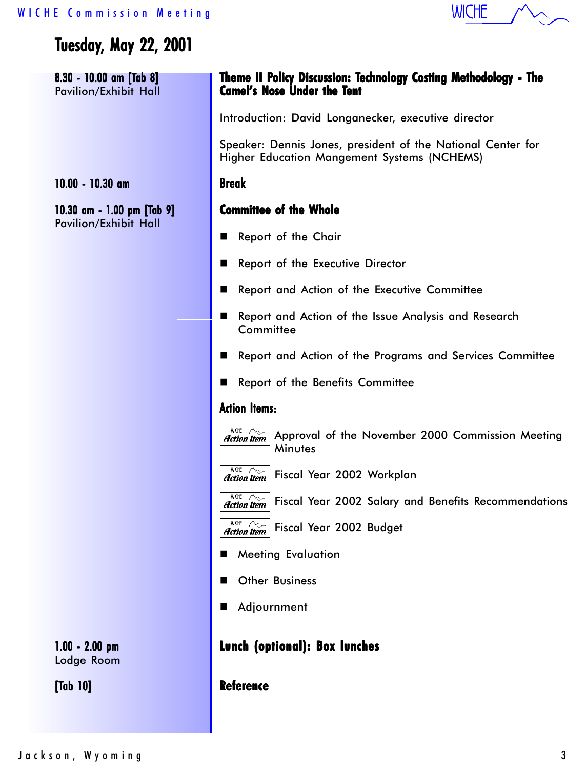## Tuesday, May 22, 2001

**8.30 - 10.00 am [Tab 8]**
Pavilion/Exhibit Hall

### Theme II Policy Discussion: Technology Costing Methodology - The Camel's Nose Under the Tent

Introduction: David Longanecker, executive director

Speaker: Dennis Jones, president of the National Center for Higher Education Mangement Systems (NCHEMS)

**10.00 - 10.30 am**

### Break

**10.30 am - 1.00 pm [Tab 9]**
Pavilion/Exhibit Hall

### Committee of the Whole

- Report of the Chair
- Report of the Executive Director
- Report and Action of the Executive Committee
- Report and Action of the Issue Analysis and Research Committee
- Report and Action of the Programs and Services Committee
- Report of the Benefits Committee

**Action Items:**

- *Action Item* Approval of the November 2000 Commission Meeting Minutes
- *Action Item* Fiscal Year 2002 Workplan
- *Action Item* Fiscal Year 2002 Salary and Benefits Recommendations
- *Action Item* Fiscal Year 2002 Budget

- Meeting Evaluation
- Other Business
- Adjournment

**1.00 - 2.00 pm**
Lodge Room

### Lunch (optional): Box lunches

**[Tab 10]**

### Reference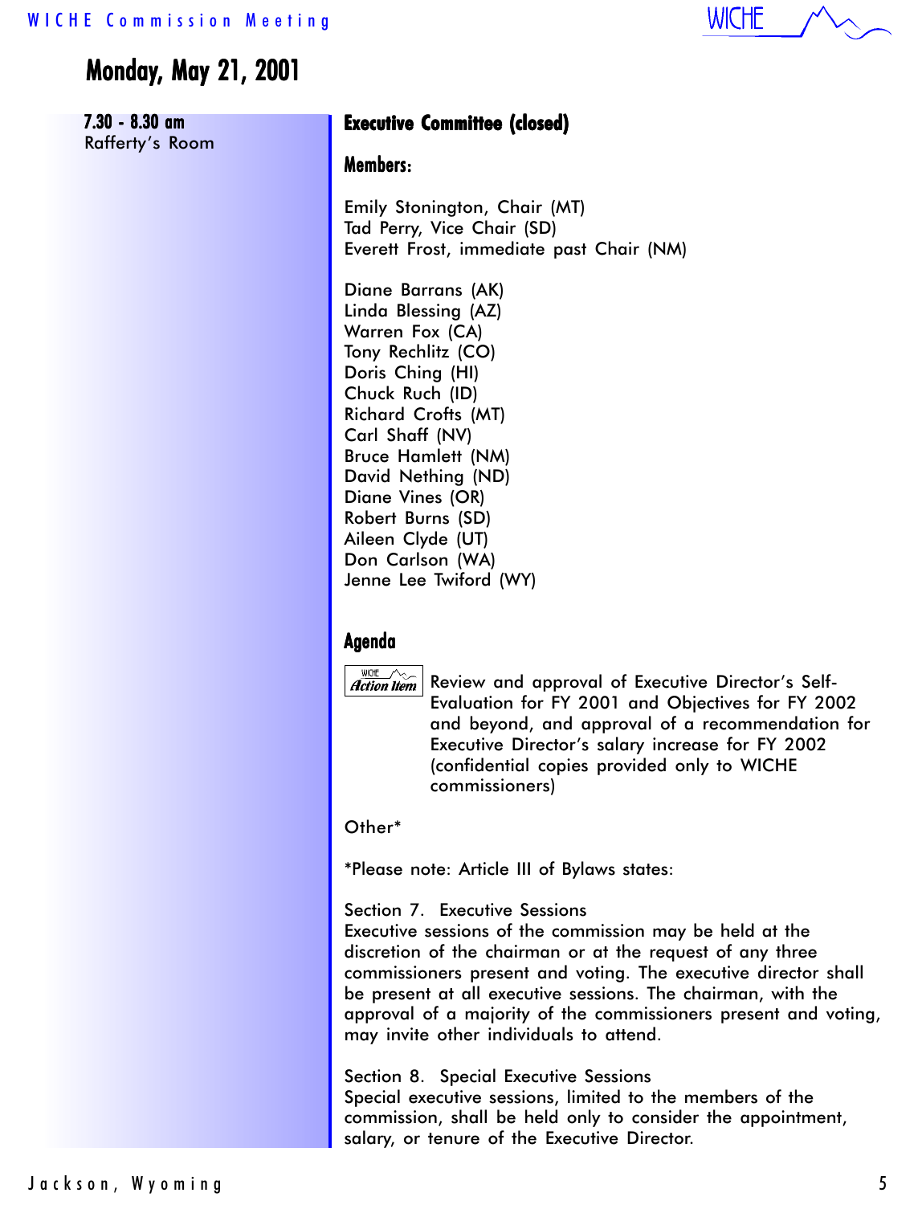# Monday, May 21, 2001

**7:30 - 8:30 am**
Rafferty's Room

## Executive Committee (closed)

### Members:

Emily Stonington, Chair (MT)
Tad Perry, Vice Chair (SD)
Everett Frost, immediate past Chair (NM)

Diane Barrans (AK)
Linda Blessing (AZ)
Warren Fox (CA)
Tony Rechlitz (CO)
Doris Ching (HI)
Chuck Ruch (ID)
Richard Crofts (MT)
Carl Shaff (NV)
Bruce Hamlett (NM)
David Nething (ND)
Diane Vines (OR)
Robert Burns (SD)
Aileen Clyde (UT)
Don Carlson (WA)
Jenne Lee Twiford (WY)

## Agenda

*Action Item* Review and approval of Executive Director's Self-Evaluation for FY 2001 and Objectives for FY 2002 and beyond, and approval of a recommendation for Executive Director's salary increase for FY 2002 (confidential copies provided only to WICHE commissioners)

Other*

*Please note: Article III of Bylaws states:

Section 7. Executive Sessions
Executive sessions of the commission may be held at the discretion of the chairman or at the request of any three commissioners present and voting. The executive director shall be present at all executive sessions. The chairman, with the approval of a majority of the commissioners present and voting, may invite other individuals to attend.

Section 8. Special Executive Sessions
Special executive sessions, limited to the members of the commission, shall be held only to consider the appointment, salary, or tenure of the Executive Director.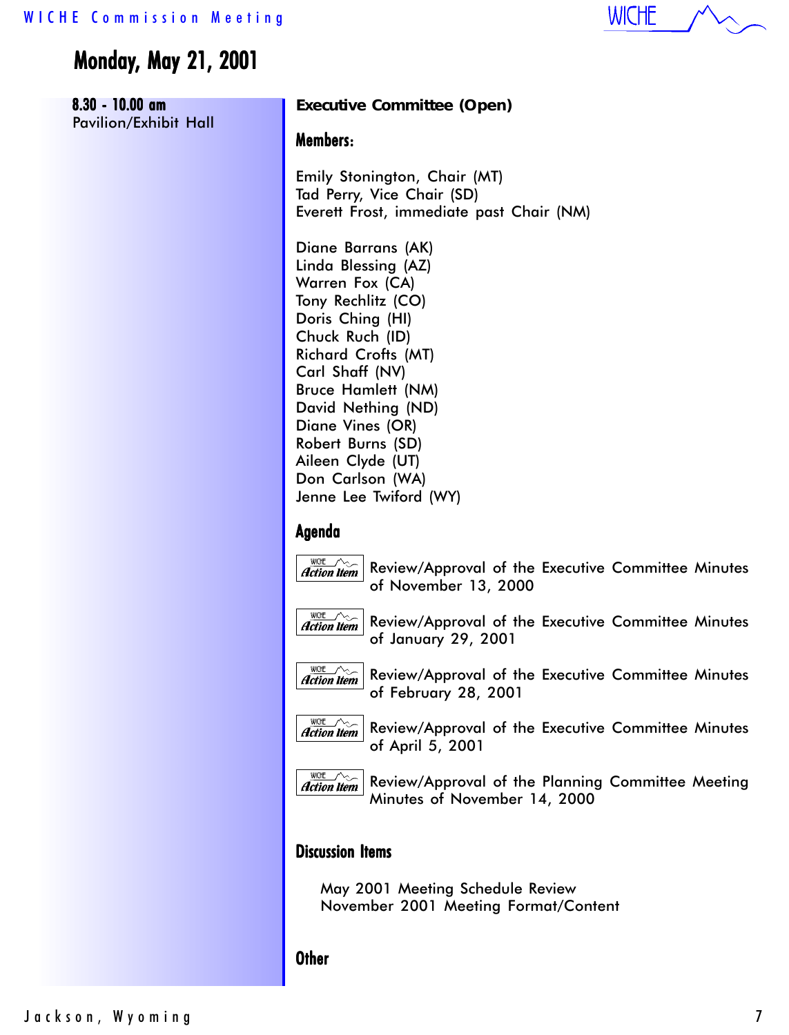# Monday, May 21, 2001

**8.30 - 10.00 am**
Pavilion/Exhibit Hall

**Executive Committee (Open)**

## Members:

Emily Stonington, Chair (MT)
Tad Perry, Vice Chair (SD)
Everett Frost, immediate past Chair (NM)

Diane Barrans (AK)
Linda Blessing (AZ)
Warren Fox (CA)
Tony Rechlitz (CO)
Doris Ching (HI)
Chuck Ruch (ID)
Richard Crofts (MT)
Carl Shaff (NV)
Bruce Hamlett (NM)
David Nething (ND)
Diane Vines (OR)
Robert Burns (SD)
Aileen Clyde (UT)
Don Carlson (WA)
Jenne Lee Twiford (WY)

## Agenda

*Action Item* Review/Approval of the Executive Committee Minutes of November 13, 2000

*Action Item* Review/Approval of the Executive Committee Minutes of January 29, 2001

*Action Item* Review/Approval of the Executive Committee Minutes of February 28, 2001

*Action Item* Review/Approval of the Executive Committee Minutes of April 5, 2001

*Action Item* Review/Approval of the Planning Committee Meeting Minutes of November 14, 2000

## Discussion Items

May 2001 Meeting Schedule Review
November 2001 Meeting Format/Content

## Other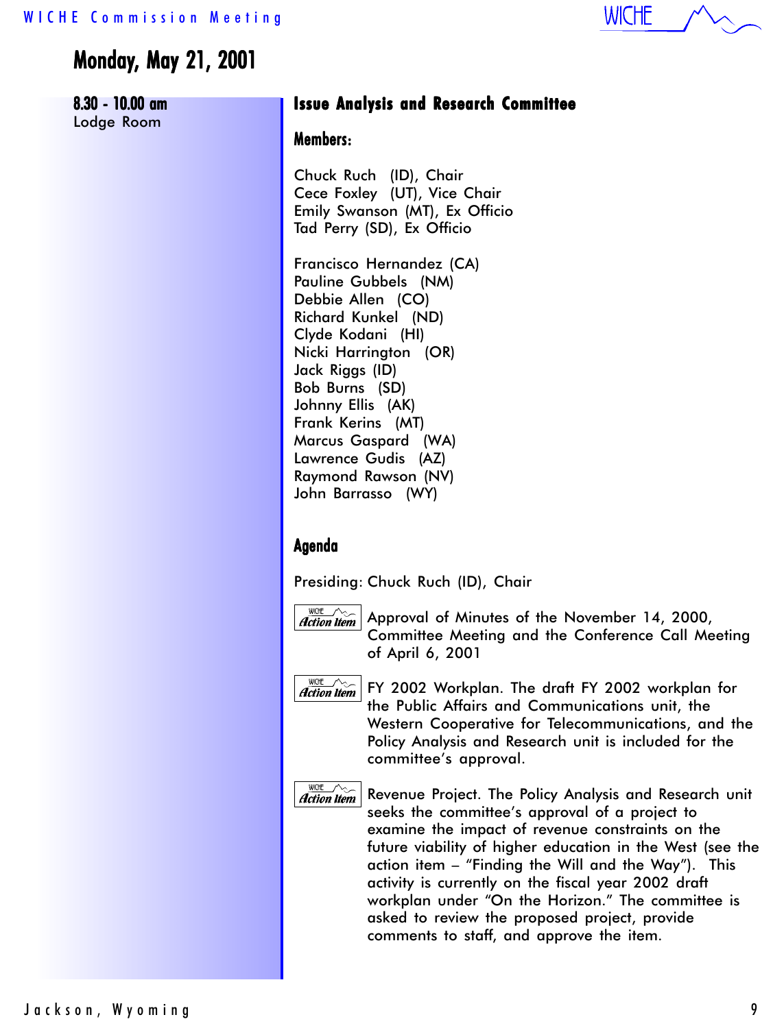# Monday, May 21, 2001

**8.30 - 10.00 am**
Lodge Room

## Issue Analysis and Research Committee

### Members:

Chuck Ruch (ID), Chair
Cece Foxley (UT), Vice Chair
Emily Swanson (MT), Ex Officio
Tad Perry (SD), Ex Officio

Francisco Hernandez (CA)
Pauline Gubbels (NM)
Debbie Allen (CO)
Richard Kunkel (ND)
Clyde Kodani (HI)
Nicki Harrington (OR)
Jack Riggs (ID)
Bob Burns (SD)
Johnny Ellis (AK)
Frank Kerins (MT)
Marcus Gaspard (WA)
Lawrence Gudis (AZ)
Raymond Rawson (NV)
John Barrasso (WY)

### Agenda

Presiding: Chuck Ruch (ID), Chair

**Action Item** Approval of Minutes of the November 14, 2000, Committee Meeting and the Conference Call Meeting of April 6, 2001

**Action Item** FY 2002 Workplan. The draft FY 2002 workplan for the Public Affairs and Communications unit, the Western Cooperative for Telecommunications, and the Policy Analysis and Research unit is included for the committee's approval.

**Action Item** Revenue Project. The Policy Analysis and Research unit seeks the committee's approval of a project to examine the impact of revenue constraints on the future viability of higher education in the West (see the action item – "Finding the Will and the Way"). This activity is currently on the fiscal year 2002 draft workplan under "On the Horizon." The committee is asked to review the proposed project, provide comments to staff, and approve the item.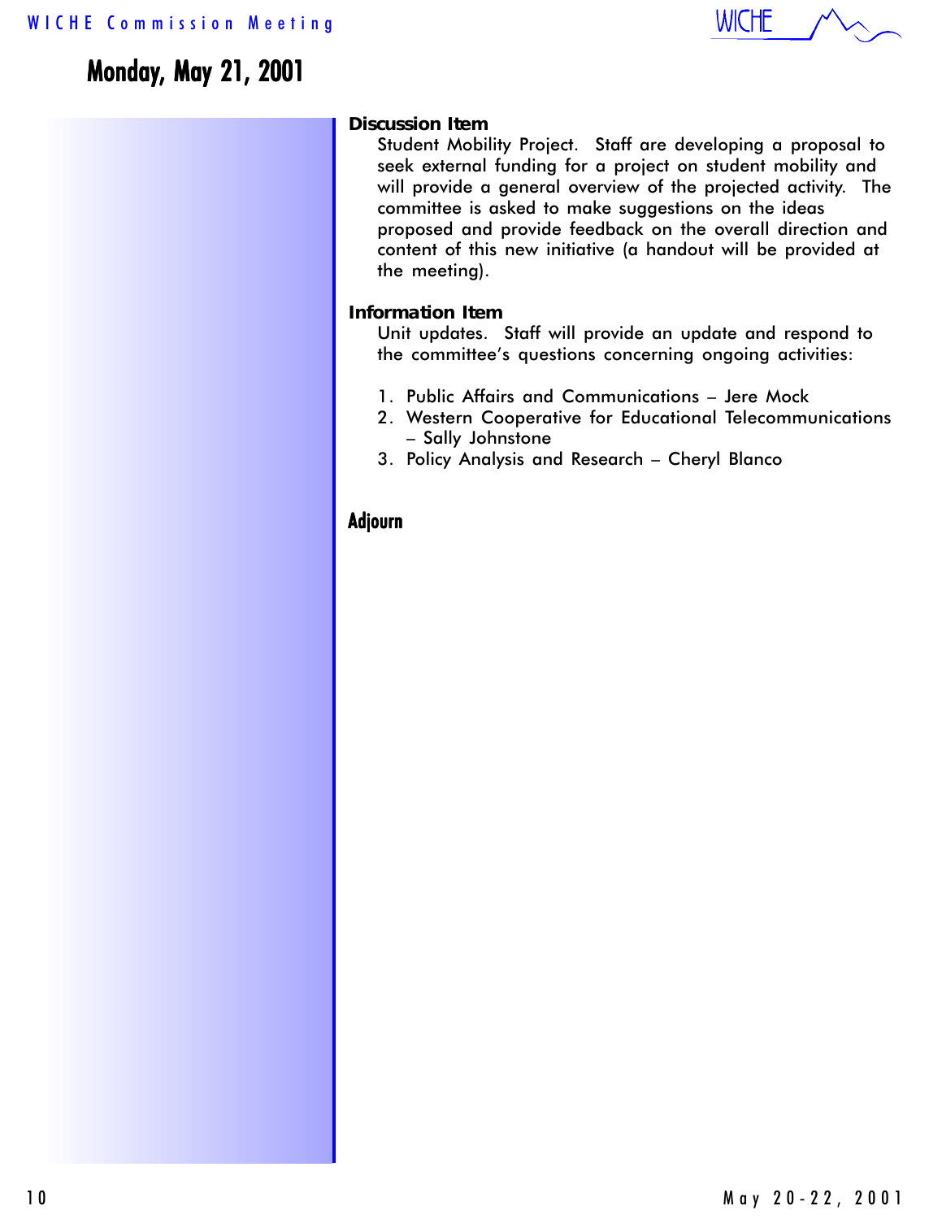## Monday, May 21, 2001

**Discussion Item**

Student Mobility Project. Staff are developing a proposal to seek external funding for a project on student mobility and will provide a general overview of the projected activity. The committee is asked to make suggestions on the ideas proposed and provide feedback on the overall direction and content of this new initiative (a handout will be provided at the meeting).

**Information Item**

Unit updates. Staff will provide an update and respond to the committee's questions concerning ongoing activities:

1. Public Affairs and Communications – Jere Mock
2. Western Cooperative for Educational Telecommunications – Sally Johnstone
3. Policy Analysis and Research – Cheryl Blanco

## Adjourn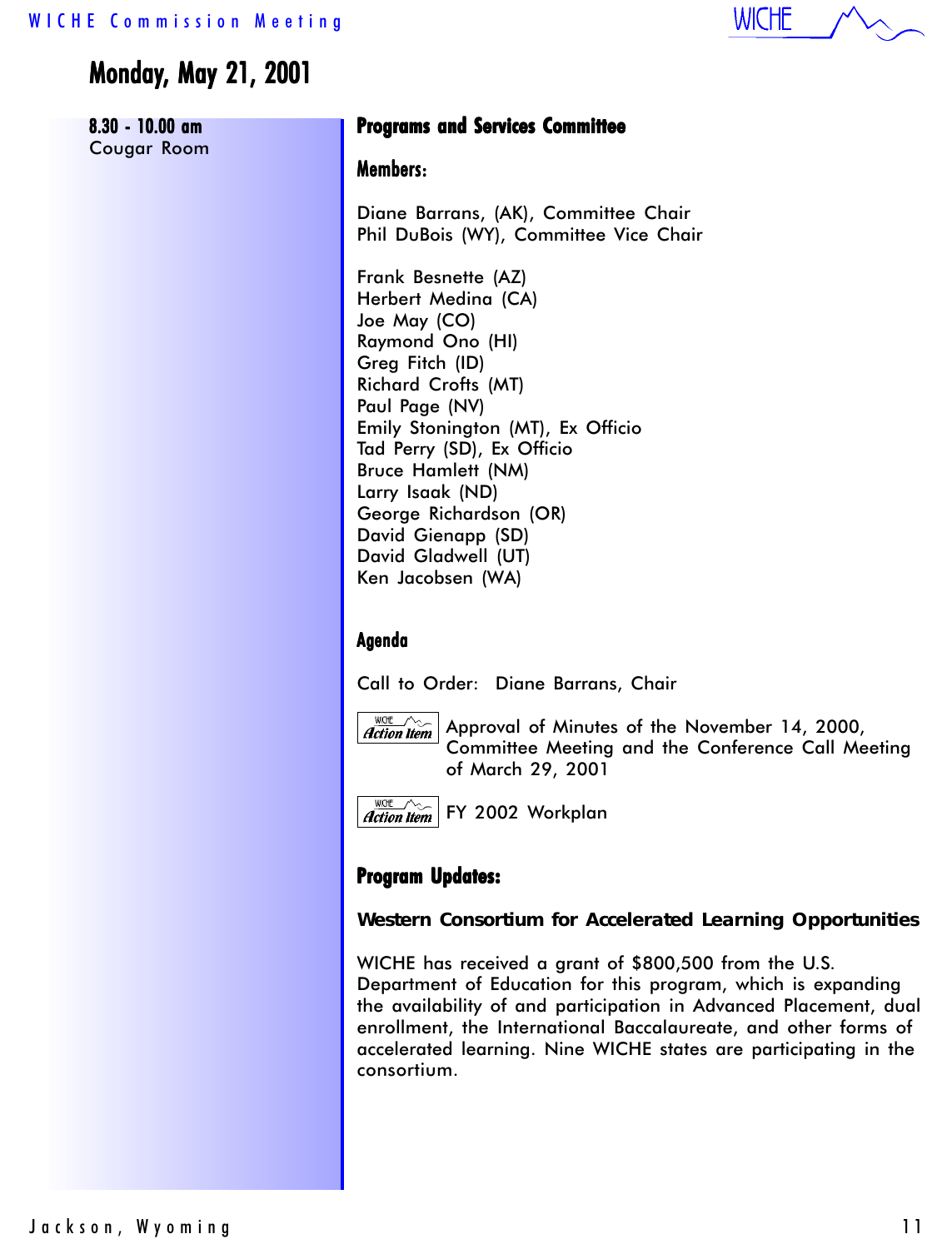# Monday, May 21, 2001

**8.30 - 10.00 am**
Cougar Room

## Programs and Services Committee

### Members:

Diane Barrans, (AK), Committee Chair
Phil DuBois (WY), Committee Vice Chair

Frank Besnette (AZ)
Herbert Medina (CA)
Joe May (CO)
Raymond Ono (HI)
Greg Fitch (ID)
Richard Crofts (MT)
Paul Page (NV)
Emily Stonington (MT), Ex Officio
Tad Perry (SD), Ex Officio
Bruce Hamlett (NM)
Larry Isaak (ND)
George Richardson (OR)
David Gienapp (SD)
David Gladwell (UT)
Ken Jacobsen (WA)

### Agenda

Call to Order: Diane Barrans, Chair

**Action Item** Approval of Minutes of the November 14, 2000, Committee Meeting and the Conference Call Meeting of March 29, 2001

**Action Item** FY 2002 Workplan

### Program Updates:

**Western Consortium for Accelerated Learning Opportunities**

WICHE has received a grant of $800,500 from the U.S. Department of Education for this program, which is expanding the availability of and participation in Advanced Placement, dual enrollment, the International Baccalaureate, and other forms of accelerated learning. Nine WICHE states are participating in the consortium.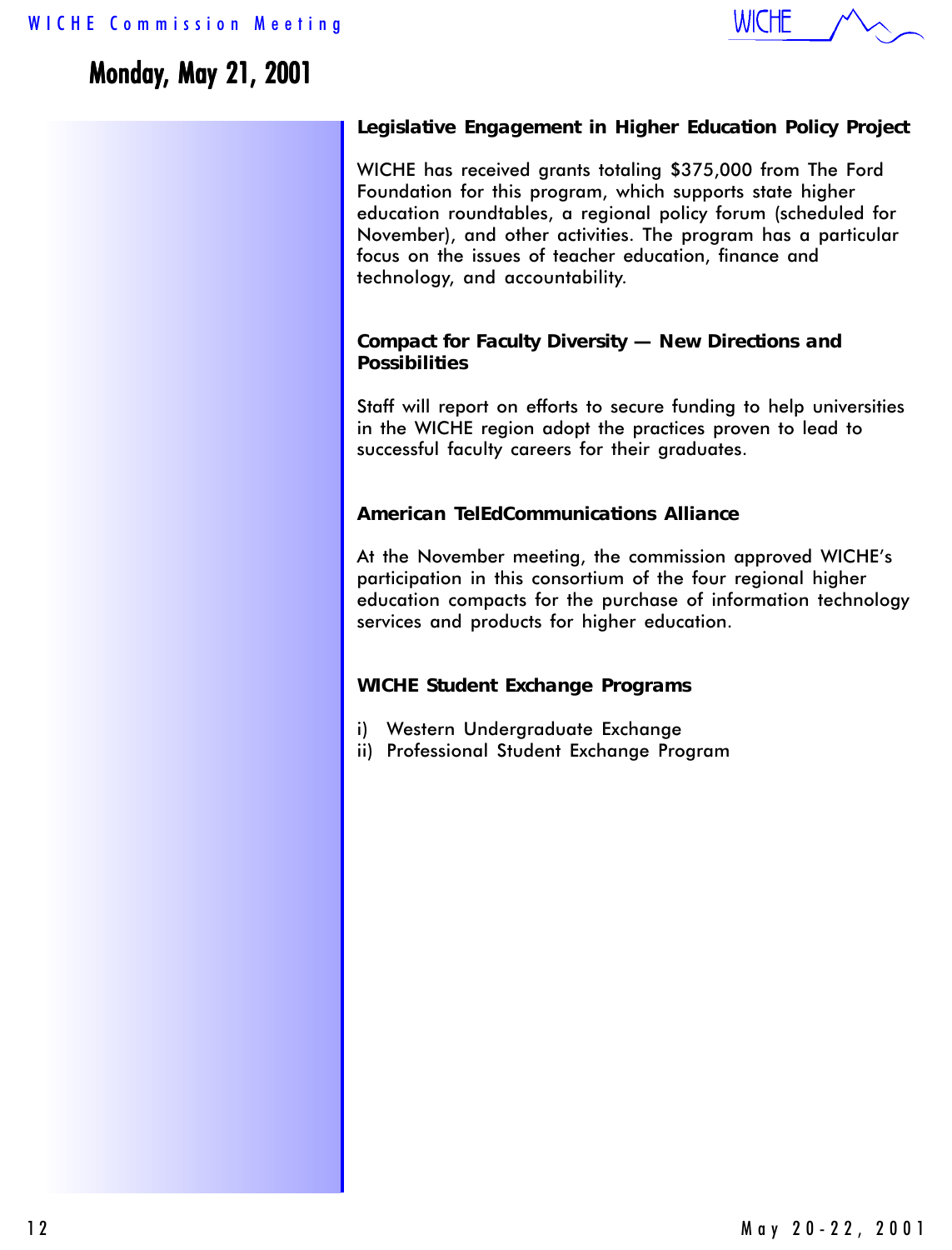## Monday, May 21, 2001

### Legislative Engagement in Higher Education Policy Project

WICHE has received grants totaling $375,000 from The Ford Foundation for this program, which supports state higher education roundtables, a regional policy forum (scheduled for November), and other activities. The program has a particular focus on the issues of teacher education, finance and technology, and accountability.

### Compact for Faculty Diversity — New Directions and Possibilities

Staff will report on efforts to secure funding to help universities in the WICHE region adopt the practices proven to lead to successful faculty careers for their graduates.

### American TelEdCommunications Alliance

At the November meeting, the commission approved WICHE's participation in this consortium of the four regional higher education compacts for the purchase of information technology services and products for higher education.

### WICHE Student Exchange Programs

i) Western Undergraduate Exchange
ii) Professional Student Exchange Program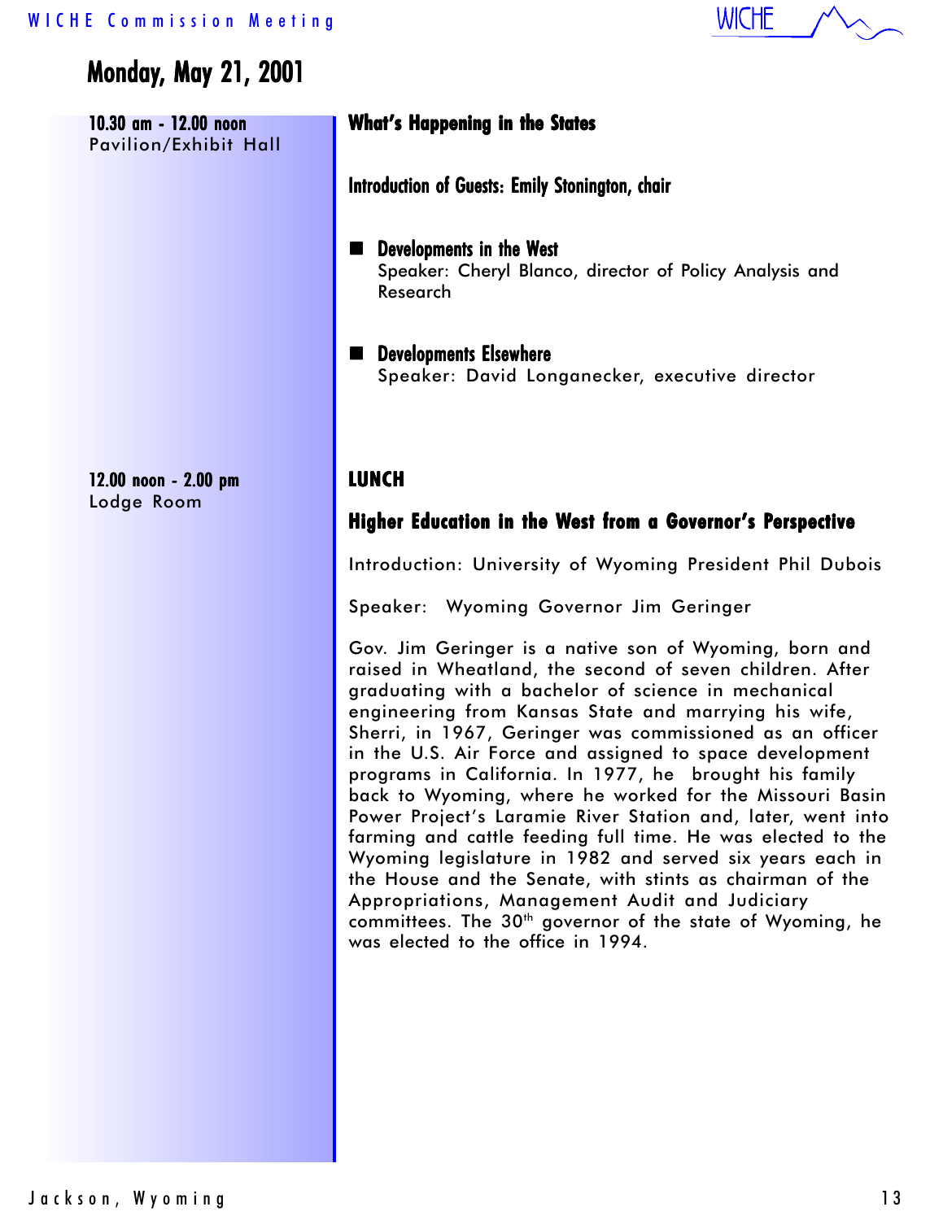# Monday, May 21, 2001

**10.30 am - 12.00 noon**
Pavilion/Exhibit Hall

## What's Happening in the States

### Introduction of Guests: Emily Stonington, chair

- **Developments in the West**
  Speaker: Cheryl Blanco, director of Policy Analysis and Research

- **Developments Elsewhere**
  Speaker: David Longanecker, executive director

**12.00 noon - 2.00 pm**
Lodge Room

## LUNCH

## Higher Education in the West from a Governor's Perspective

Introduction: University of Wyoming President Phil Dubois

Speaker: Wyoming Governor Jim Geringer

Gov. Jim Geringer is a native son of Wyoming, born and raised in Wheatland, the second of seven children. After graduating with a bachelor of science in mechanical engineering from Kansas State and marrying his wife, Sherri, in 1967, Geringer was commissioned as an officer in the U.S. Air Force and assigned to space development programs in California. In 1977, he brought his family back to Wyoming, where he worked for the Missouri Basin Power Project's Laramie River Station and, later, went into farming and cattle feeding full time. He was elected to the Wyoming legislature in 1982 and served six years each in the House and the Senate, with stints as chairman of the Appropriations, Management Audit and Judiciary committees. The 30th governor of the state of Wyoming, he was elected to the office in 1994.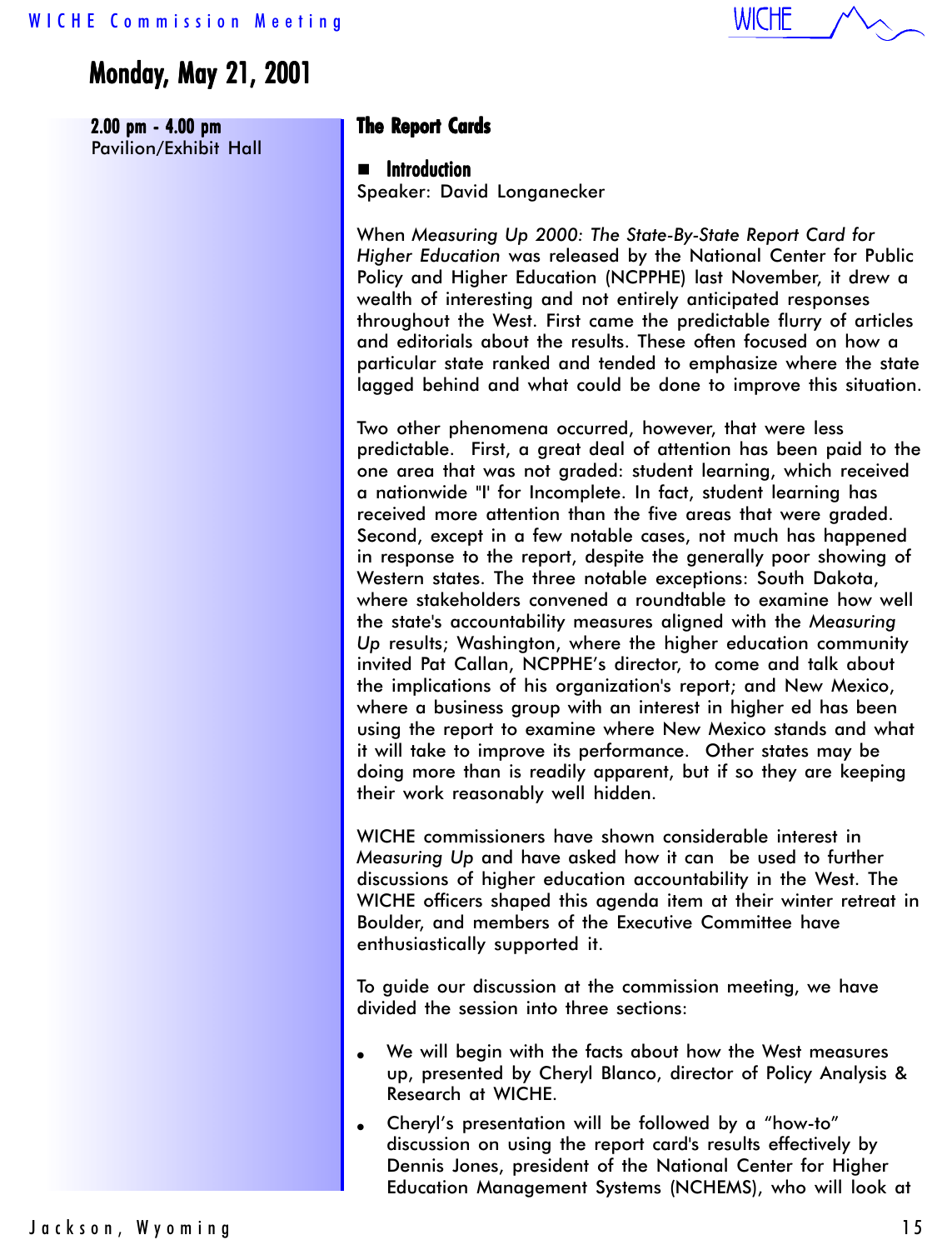# Monday, May 21, 2001

**2:00 pm - 4:00 pm**
Pavilion/Exhibit Hall

## The Report Cards

### ■ Introduction

Speaker: David Longanecker

When *Measuring Up 2000: The State-By-State Report Card for Higher Education* was released by the National Center for Public Policy and Higher Education (NCPPHE) last November, it drew a wealth of interesting and not entirely anticipated responses throughout the West. First came the predictable flurry of articles and editorials about the results. These often focused on how a particular state ranked and tended to emphasize where the state lagged behind and what could be done to improve this situation.

Two other phenomena occurred, however, that were less predictable. First, a great deal of attention has been paid to the one area that was not graded: student learning, which received a nationwide "I" for Incomplete. In fact, student learning has received more attention than the five areas that were graded. Second, except in a few notable cases, not much has happened in response to the report, despite the generally poor showing of Western states. The three notable exceptions: South Dakota, where stakeholders convened a roundtable to examine how well the state's accountability measures aligned with the *Measuring Up* results; Washington, where the higher education community invited Pat Callan, NCPPHE's director, to come and talk about the implications of his organization's report; and New Mexico, where a business group with an interest in higher ed has been using the report to examine where New Mexico stands and what it will take to improve its performance. Other states may be doing more than is readily apparent, but if so they are keeping their work reasonably well hidden.

WICHE commissioners have shown considerable interest in *Measuring Up* and have asked how it can be used to further discussions of higher education accountability in the West. The WICHE officers shaped this agenda item at their winter retreat in Boulder, and members of the Executive Committee have enthusiastically supported it.

To guide our discussion at the commission meeting, we have divided the session into three sections:

- We will begin with the facts about how the West measures up, presented by Cheryl Blanco, director of Policy Analysis & Research at WICHE.
- Cheryl's presentation will be followed by a "how-to" discussion on using the report card's results effectively by Dennis Jones, president of the National Center for Higher Education Management Systems (NCHEMS), who will look at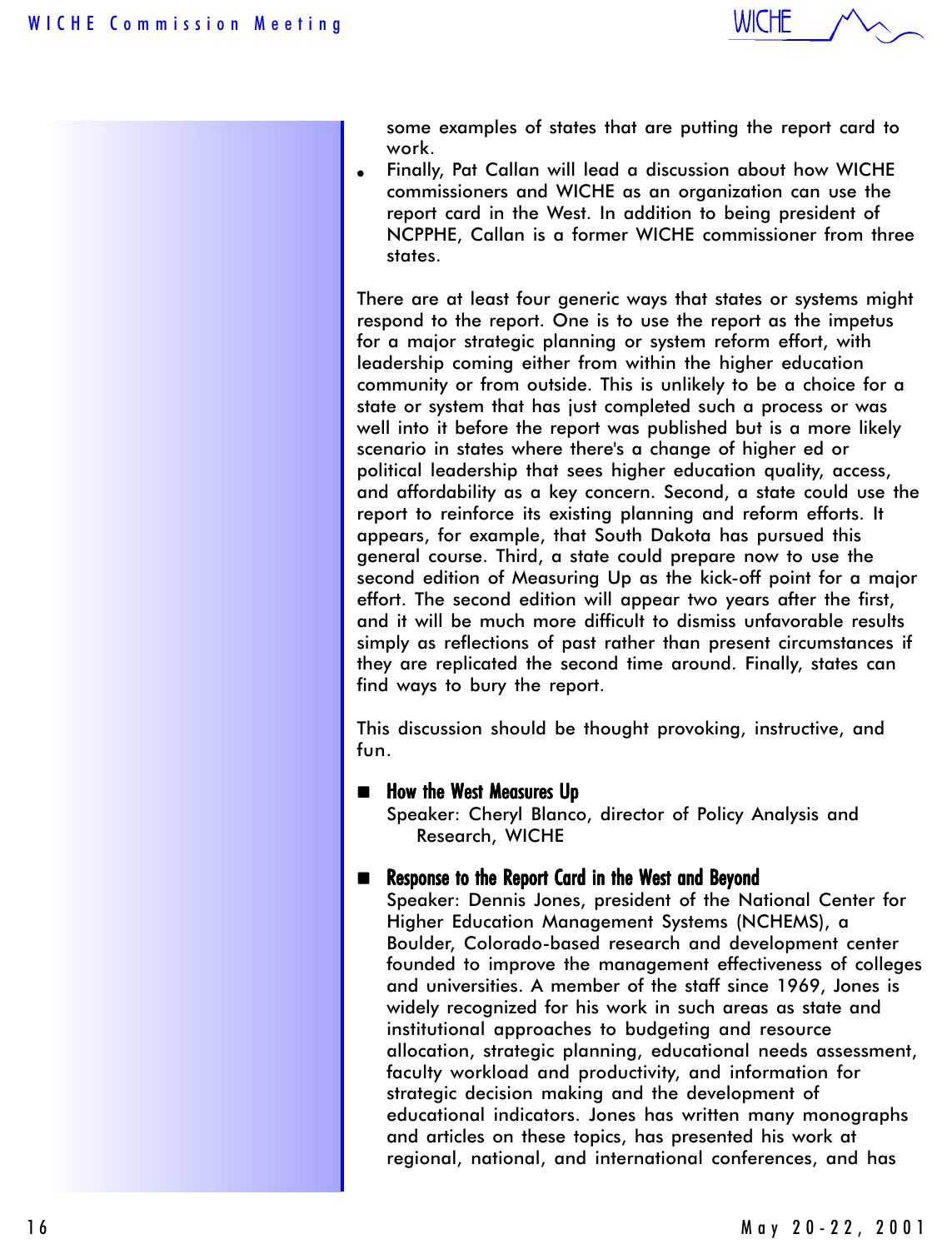some examples of states that are putting the report card to work.

- Finally, Pat Callan will lead a discussion about how WICHE commissioners and WICHE as an organization can use the report card in the West. In addition to being president of NCPPHE, Callan is a former WICHE commissioner from three states.

There are at least four generic ways that states or systems might respond to the report. One is to use the report as the impetus for a major strategic planning or system reform effort, with leadership coming either from within the higher education community or from outside. This is unlikely to be a choice for a state or system that has just completed such a process or was well into it before the report was published but is a more likely scenario in states where there's a change of higher ed or political leadership that sees higher education quality, access, and affordability as a key concern. Second, a state could use the report to reinforce its existing planning and reform efforts. It appears, for example, that South Dakota has pursued this general course. Third, a state could prepare now to use the second edition of Measuring Up as the kick-off point for a major effort. The second edition will appear two years after the first, and it will be much more difficult to dismiss unfavorable results simply as reflections of past rather than present circumstances if they are replicated the second time around. Finally, states can find ways to bury the report.

This discussion should be thought provoking, instructive, and fun.

- **How the West Measures Up**
  Speaker: Cheryl Blanco, director of Policy Analysis and Research, WICHE

- **Response to the Report Card in the West and Beyond**
  Speaker: Dennis Jones, president of the National Center for Higher Education Management Systems (NCHEMS), a Boulder, Colorado-based research and development center founded to improve the management effectiveness of colleges and universities. A member of the staff since 1969, Jones is widely recognized for his work in such areas as state and institutional approaches to budgeting and resource allocation, strategic planning, educational needs assessment, faculty workload and productivity, and information for strategic decision making and the development of educational indicators. Jones has written many monographs and articles on these topics, has presented his work at regional, national, and international conferences, and has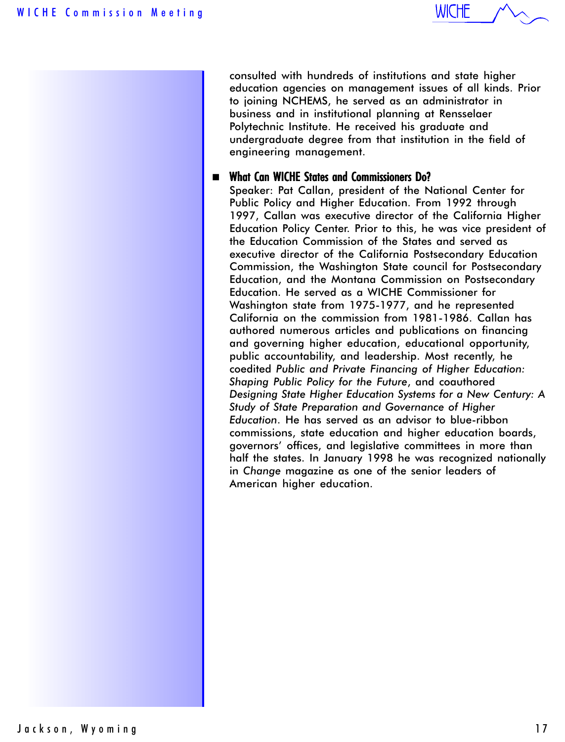consulted with hundreds of institutions and state higher education agencies on management issues of all kinds. Prior to joining NCHEMS, he served as an administrator in business and in institutional planning at Rensselaer Polytechnic Institute. He received his graduate and undergraduate degree from that institution in the field of engineering management.

- **What Can WICHE States and Commissioners Do?**
  Speaker: Pat Callan, president of the National Center for Public Policy and Higher Education. From 1992 through 1997, Callan was executive director of the California Higher Education Policy Center. Prior to this, he was vice president of the Education Commission of the States and served as executive director of the California Postsecondary Education Commission, the Washington State council for Postsecondary Education, and the Montana Commission on Postsecondary Education. He served as a WICHE Commissioner for Washington state from 1975-1977, and he represented California on the commission from 1981-1986. Callan has authored numerous articles and publications on financing and governing higher education, educational opportunity, public accountability, and leadership. Most recently, he coedited *Public and Private Financing of Higher Education: Shaping Public Policy for the Future*, and coauthored *Designing State Higher Education Systems for a New Century: A Study of State Preparation and Governance of Higher Education*. He has served as an advisor to blue-ribbon commissions, state education and higher education boards, governors' offices, and legislative committees in more than half the states. In January 1998 he was recognized nationally in *Change* magazine as one of the senior leaders of American higher education.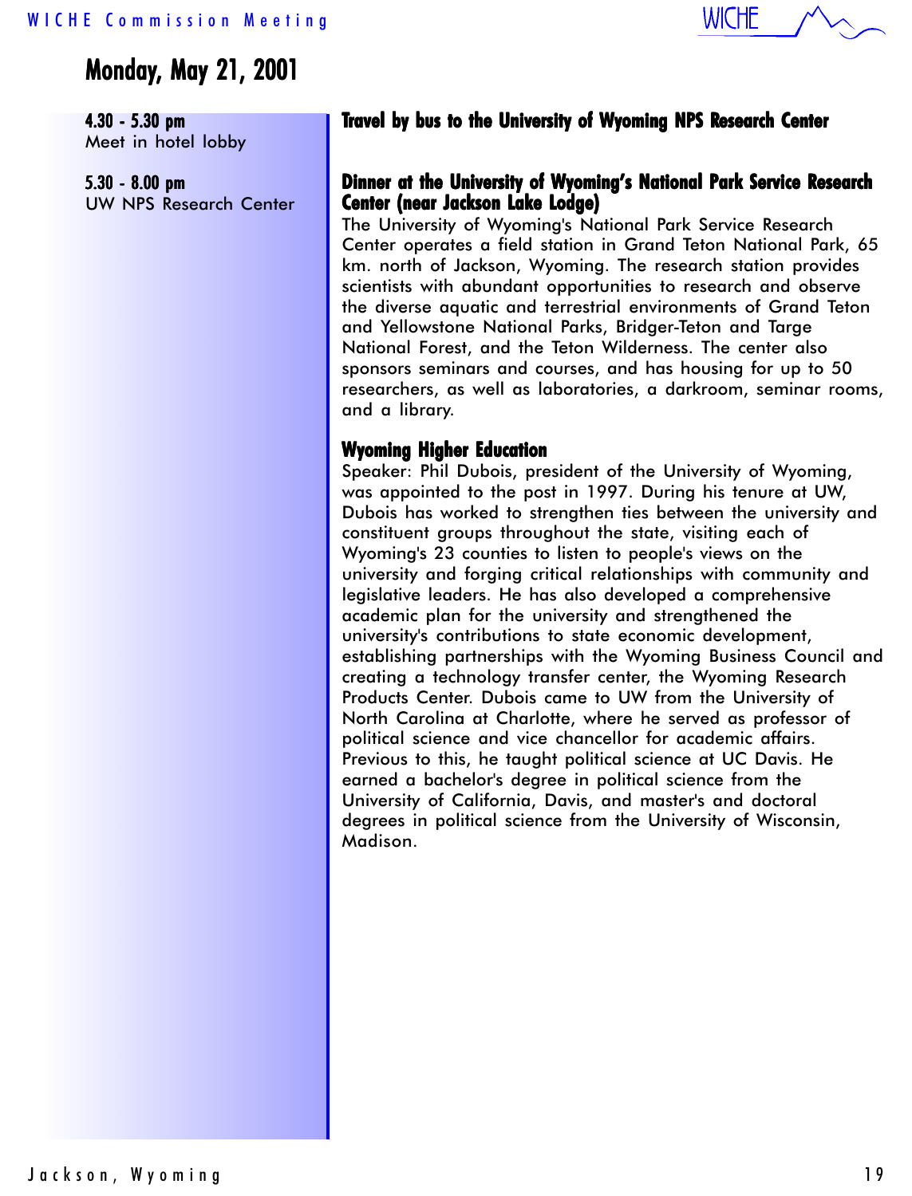# Monday, May 21, 2001

**4.30 - 5.30 pm**
Meet in hotel lobby

**Travel by bus to the University of Wyoming NPS Research Center**

**5.30 - 8.00 pm**
UW NPS Research Center

**Dinner at the University of Wyoming's National Park Service Research Center (near Jackson Lake Lodge)**

The University of Wyoming's National Park Service Research Center operates a field station in Grand Teton National Park, 65 km. north of Jackson, Wyoming. The research station provides scientists with abundant opportunities to research and observe the diverse aquatic and terrestrial environments of Grand Teton and Yellowstone National Parks, Bridger-Teton and Targe National Forest, and the Teton Wilderness. The center also sponsors seminars and courses, and has housing for up to 50 researchers, as well as laboratories, a darkroom, seminar rooms, and a library.

**Wyoming Higher Education**

Speaker: Phil Dubois, president of the University of Wyoming, was appointed to the post in 1997. During his tenure at UW, Dubois has worked to strengthen ties between the university and constituent groups throughout the state, visiting each of Wyoming's 23 counties to listen to people's views on the university and forging critical relationships with community and legislative leaders. He has also developed a comprehensive academic plan for the university and strengthened the university's contributions to state economic development, establishing partnerships with the Wyoming Business Council and creating a technology transfer center, the Wyoming Research Products Center. Dubois came to UW from the University of North Carolina at Charlotte, where he served as professor of political science and vice chancellor for academic affairs. Previous to this, he taught political science at UC Davis. He earned a bachelor's degree in political science from the University of California, Davis, and master's and doctoral degrees in political science from the University of Wisconsin, Madison.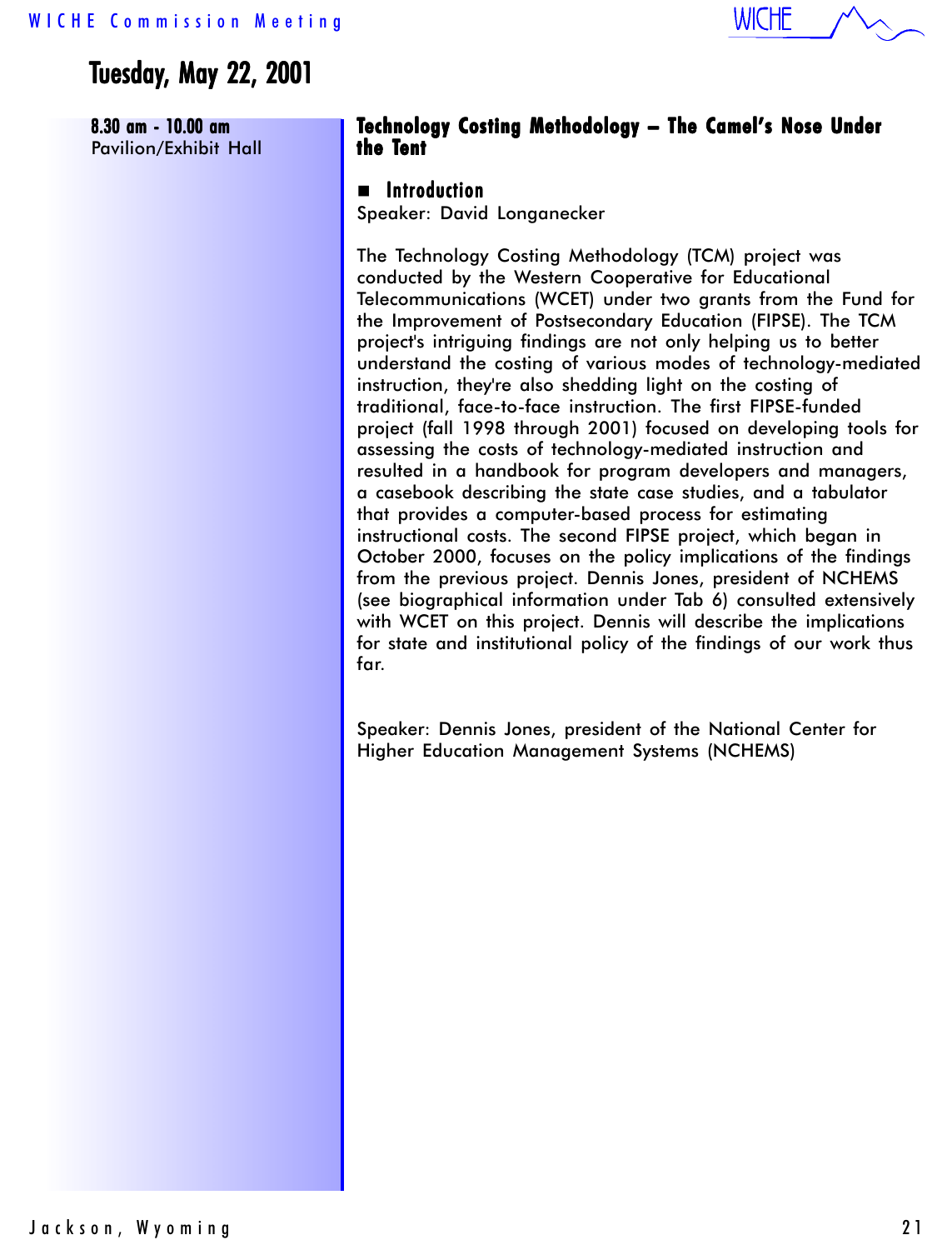## Tuesday, May 22, 2001

**8.30 am - 10.00 am**
Pavilion/Exhibit Hall

### Technology Costing Methodology – The Camel's Nose Under the Tent

- **Introduction**

Speaker: David Longanecker

The Technology Costing Methodology (TCM) project was conducted by the Western Cooperative for Educational Telecommunications (WCET) under two grants from the Fund for the Improvement of Postsecondary Education (FIPSE). The TCM project's intriguing findings are not only helping us to better understand the costing of various modes of technology-mediated instruction, they're also shedding light on the costing of traditional, face-to-face instruction. The first FIPSE-funded project (fall 1998 through 2001) focused on developing tools for assessing the costs of technology-mediated instruction and resulted in a handbook for program developers and managers, a casebook describing the state case studies, and a tabulator that provides a computer-based process for estimating instructional costs. The second FIPSE project, which began in October 2000, focuses on the policy implications of the findings from the previous project. Dennis Jones, president of NCHEMS (see biographical information under Tab 6) consulted extensively with WCET on this project. Dennis will describe the implications for state and institutional policy of the findings of our work thus far.

Speaker: Dennis Jones, president of the National Center for Higher Education Management Systems (NCHEMS)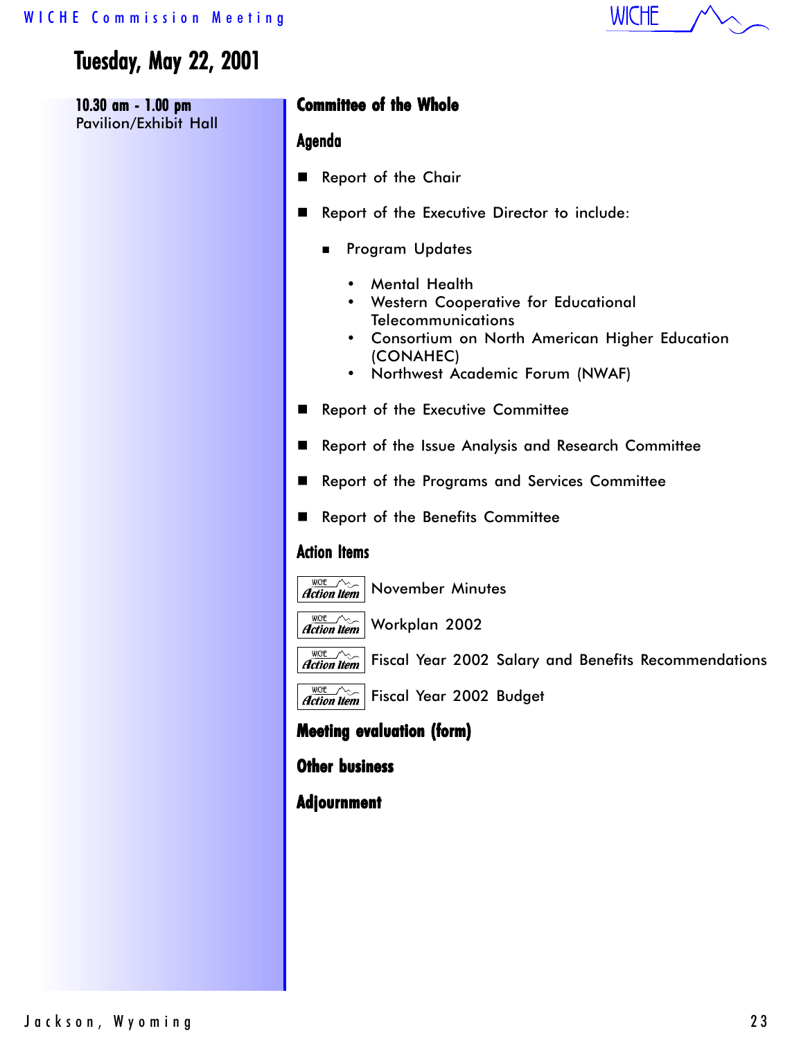# Tuesday, May 22, 2001

**10.30 am - 1.00 pm**
Pavilion/Exhibit Hall

## Committee of the Whole

### Agenda

- Report of the Chair
- Report of the Executive Director to include:
  - Program Updates
    - Mental Health
    - Western Cooperative for Educational Telecommunications
    - Consortium on North American Higher Education (CONAHEC)
    - Northwest Academic Forum (NWAF)
- Report of the Executive Committee
- Report of the Issue Analysis and Research Committee
- Report of the Programs and Services Committee
- Report of the Benefits Committee

### Action Items

*Action Item* November Minutes

*Action Item* Workplan 2002

*Action Item* Fiscal Year 2002 Salary and Benefits Recommendations

*Action Item* Fiscal Year 2002 Budget

### Meeting evaluation (form)

### Other business

### Adjournment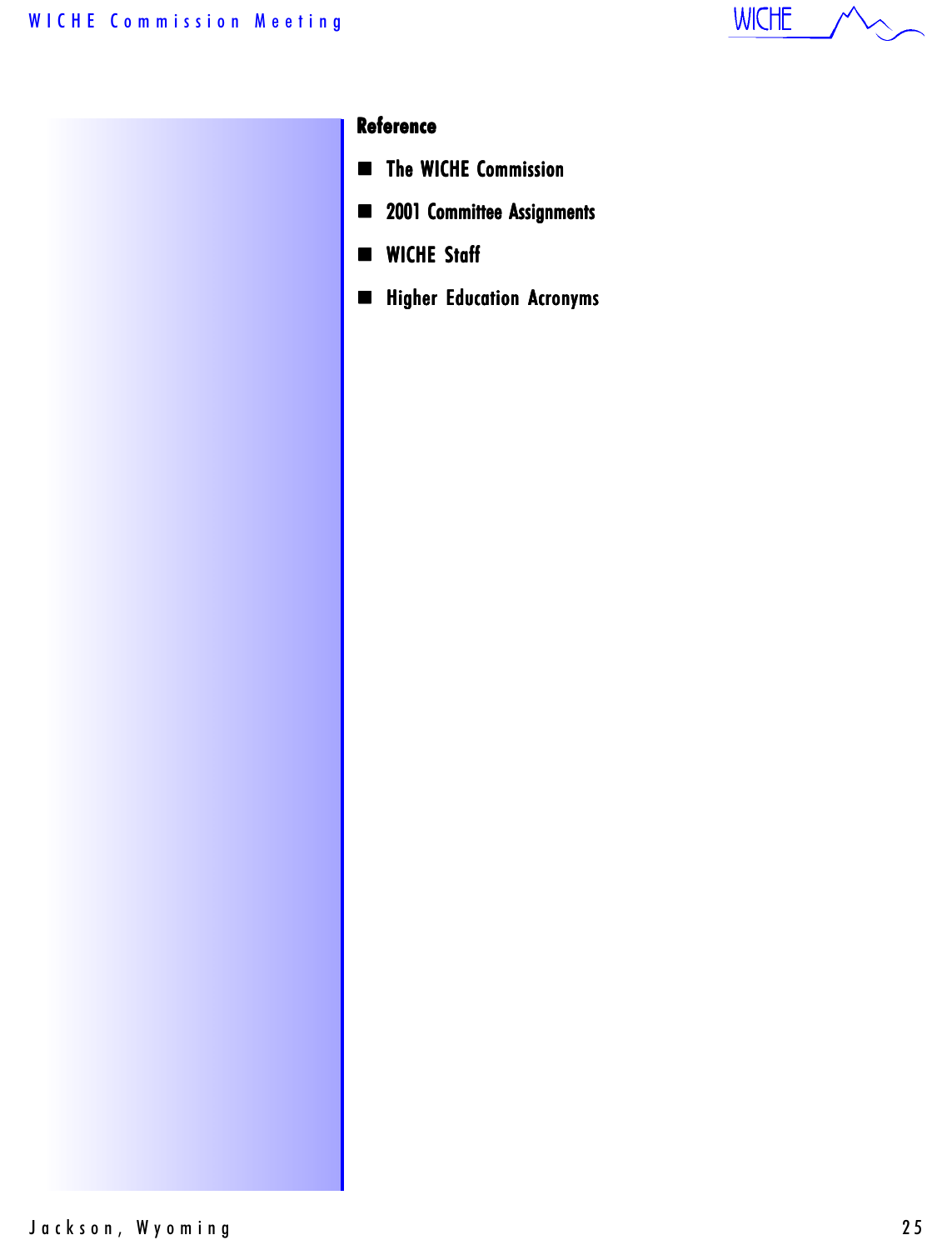## Reference

- The WICHE Commission
- 2001 Committee Assignments
- WICHE Staff
- Higher Education Acronyms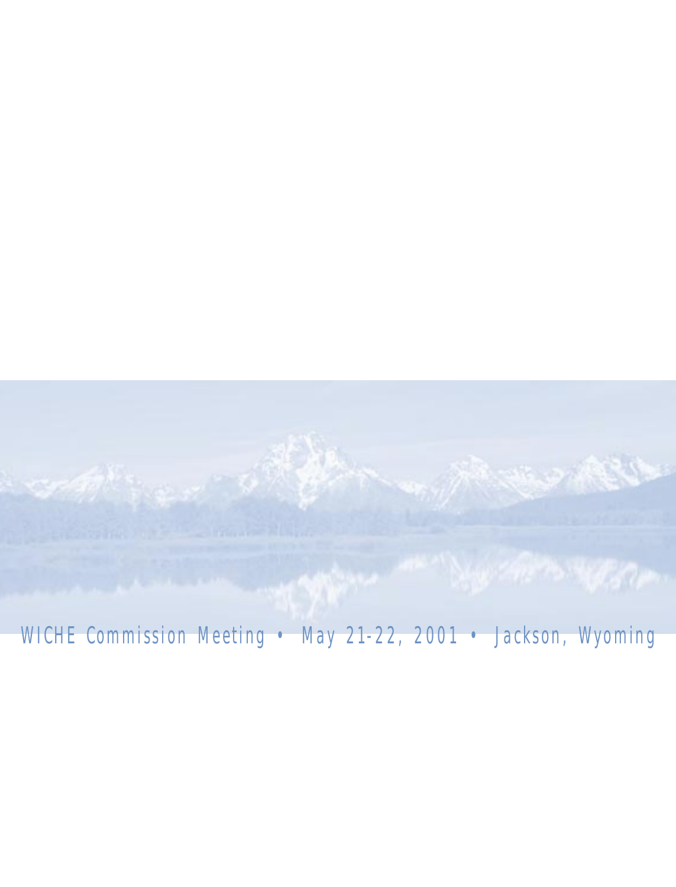WICHE Commission Meeting • May 21-22, 2001 • Jackson, Wyoming